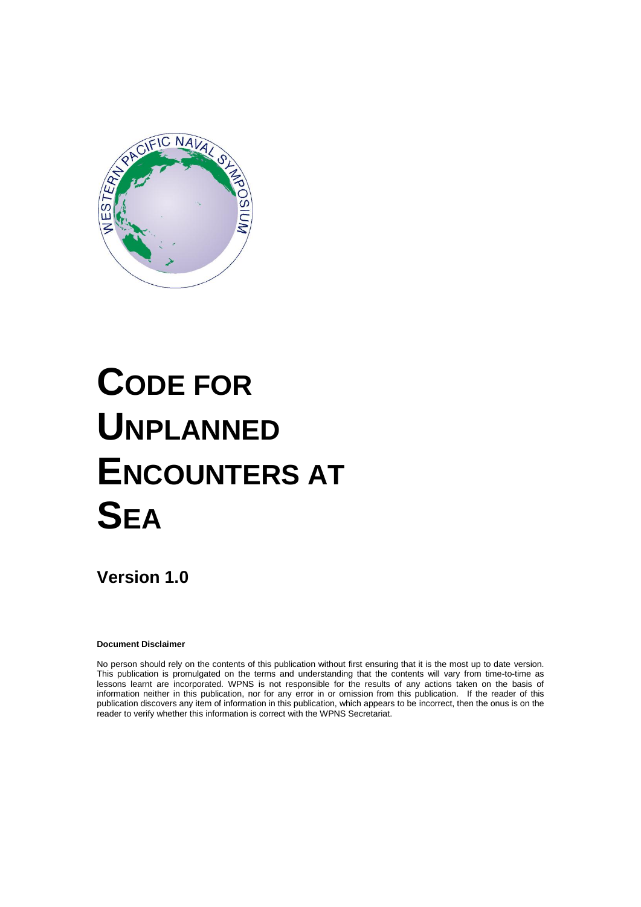# CODE FOR UNPLANNED ENCOUNTERS AT SEA

## Version 1.0

**Document Disclaimer**

No person should rely on the contents of this publication without first ensuring that it is the most up to date version. This publication is promulgated on the terms and understanding that the contents will vary from time-to-time as lessons learnt are incorporated. WPNS is not responsible for the results of any actions taken on the basis of information neither in this publication, nor for any error in or omission from this publication. If the reader of this publication discovers any item of information in this publication, which appears to be incorrect, then the onus is on the reader to verify whether this information is correct with the WPNS Secretariat.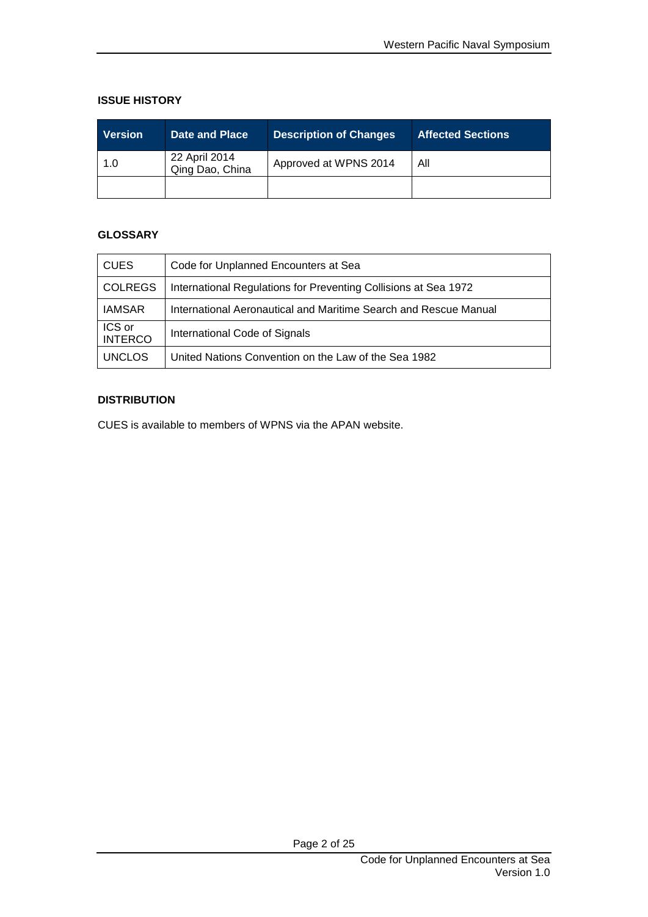#### ISSUE HISTORY

| Version | Date and Place | Description of Changes | Affected Sections |
|---|---|---|---|
| 1.0 | 22 April 2014 Qing Dao, China | Approved at WPNS 2014 | All |
| | | | |

#### GLOSSARY

| | |
|---|---|
| CUES | Code for Unplanned Encounters at Sea |
| COLREGS | International Regulations for Preventing Collisions at Sea 1972 |
| IAMSAR | International Aeronautical and Maritime Search and Rescue Manual |
| ICS or INTERCO | International Code of Signals |
| UNCLOS | United Nations Convention on the Law of the Sea 1982 |

#### DISTRIBUTION

CUES is available to members of WPNS via the APAN website.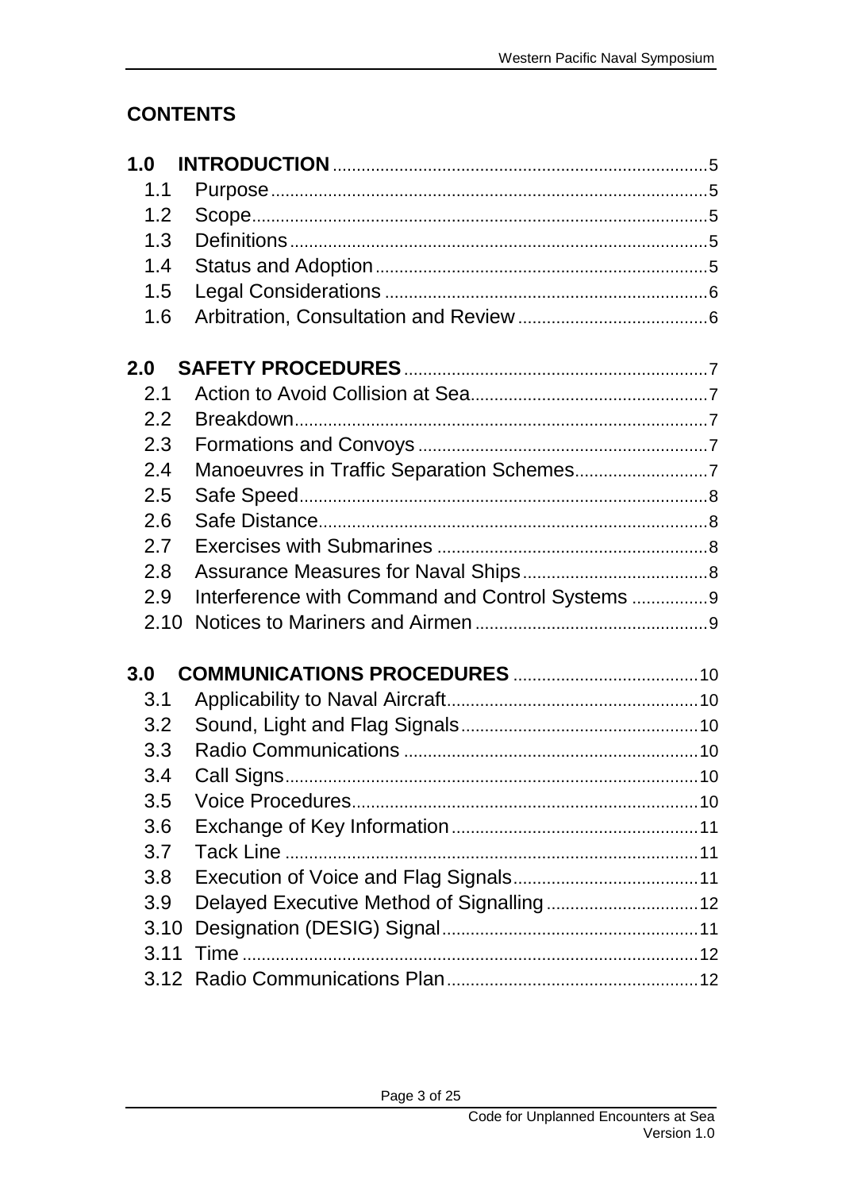## CONTENTS

**1.0 INTRODUCTION** ..... 5

- 1.1 Purpose ..... 5
- 1.2 Scope ..... 5
- 1.3 Definitions ..... 5
- 1.4 Status and Adoption ..... 5
- 1.5 Legal Considerations ..... 6
- 1.6 Arbitration, Consultation and Review ..... 6

**2.0 SAFETY PROCEDURES** ..... 7

- 2.1 Action to Avoid Collision at Sea ..... 7
- 2.2 Breakdown ..... 7
- 2.3 Formations and Convoys ..... 7
- 2.4 Manoeuvres in Traffic Separation Schemes ..... 7
- 2.5 Safe Speed ..... 8
- 2.6 Safe Distance ..... 8
- 2.7 Exercises with Submarines ..... 8
- 2.8 Assurance Measures for Naval Ships ..... 8
- 2.9 Interference with Command and Control Systems ..... 9
- 2.10 Notices to Mariners and Airmen ..... 9

**3.0 COMMUNICATIONS PROCEDURES** ..... 10

- 3.1 Applicability to Naval Aircraft ..... 10
- 3.2 Sound, Light and Flag Signals ..... 10
- 3.3 Radio Communications ..... 10
- 3.4 Call Signs ..... 10
- 3.5 Voice Procedures ..... 10
- 3.6 Exchange of Key Information ..... 11
- 3.7 Tack Line ..... 11
- 3.8 Execution of Voice and Flag Signals ..... 11
- 3.9 Delayed Executive Method of Signalling ..... 12
- 3.10 Designation (DESIG) Signal ..... 11
- 3.11 Time ..... 12
- 3.12 Radio Communications Plan ..... 12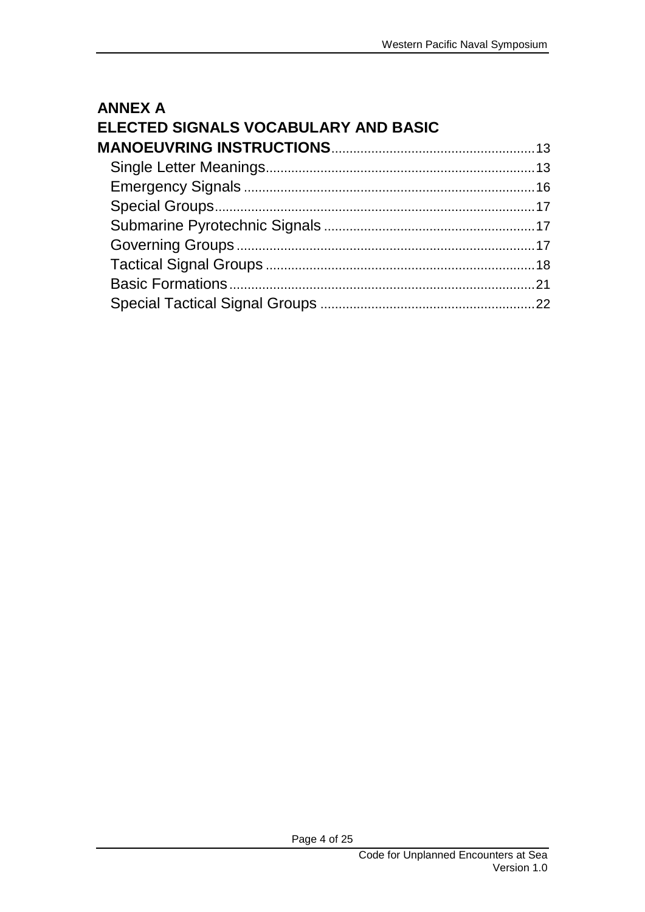**ANNEX A**
**ELECTED SIGNALS VOCABULARY AND BASIC MANOEUVRING INSTRUCTIONS** ........................................................ 13

- Single Letter Meanings ........................................................................ 13
- Emergency Signals .............................................................................. 16
- Special Groups ...................................................................................... 17
- Submarine Pyrotechnic Signals ......................................................... 17
- Governing Groups ................................................................................ 17
- Tactical Signal Groups ........................................................................ 18
- Basic Formations .................................................................................. 21
- Special Tactical Signal Groups .......................................................... 22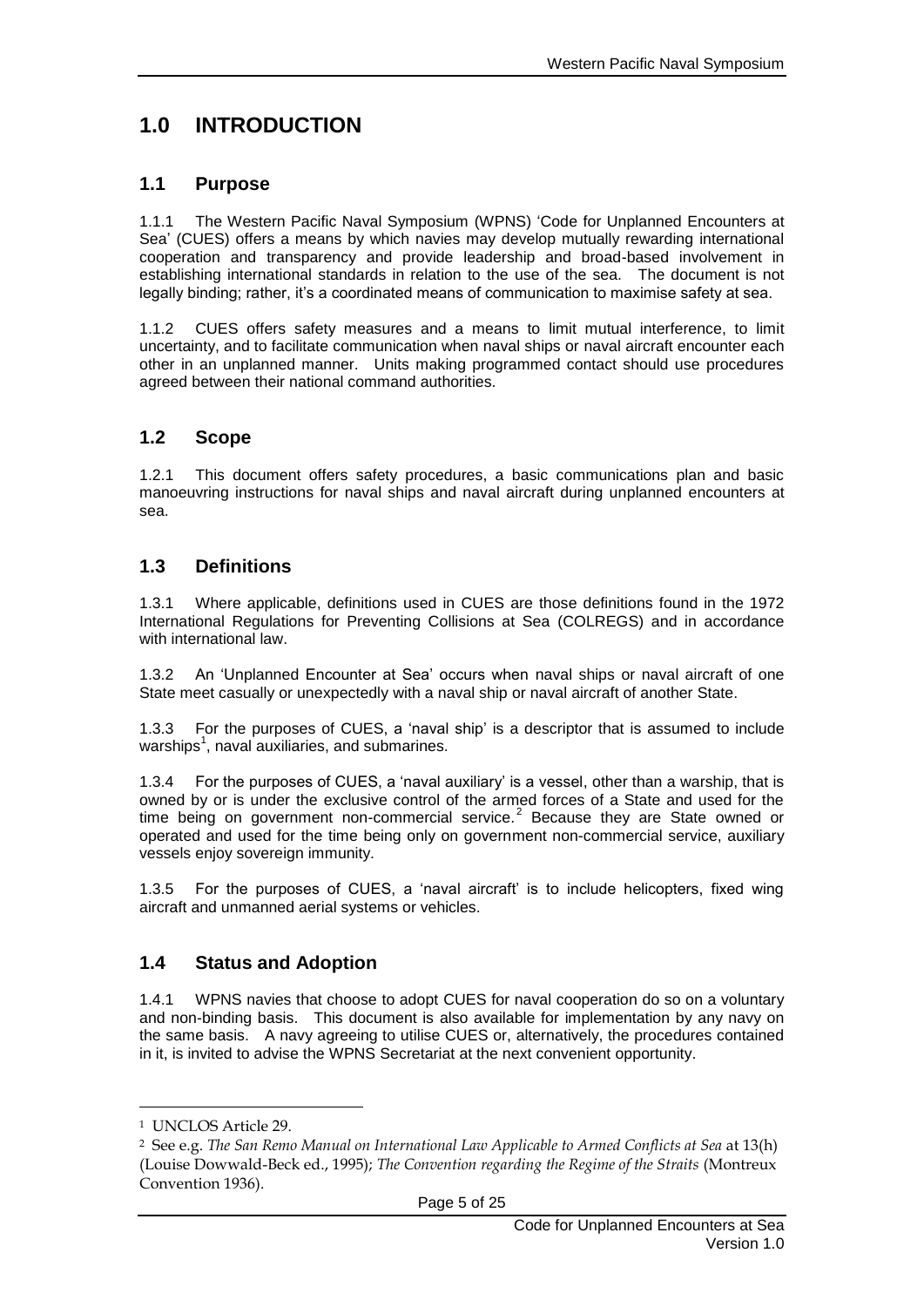# 1.0 INTRODUCTION

## 1.1 Purpose

1.1.1 The Western Pacific Naval Symposium (WPNS) 'Code for Unplanned Encounters at Sea' (CUES) offers a means by which navies may develop mutually rewarding international cooperation and transparency and provide leadership and broad-based involvement in establishing international standards in relation to the use of the sea. The document is not legally binding; rather, it's a coordinated means of communication to maximise safety at sea.

1.1.2 CUES offers safety measures and a means to limit mutual interference, to limit uncertainty, and to facilitate communication when naval ships or naval aircraft encounter each other in an unplanned manner. Units making programmed contact should use procedures agreed between their national command authorities.

## 1.2 Scope

1.2.1 This document offers safety procedures, a basic communications plan and basic manoeuvring instructions for naval ships and naval aircraft during unplanned encounters at sea.

## 1.3 Definitions

1.3.1 Where applicable, definitions used in CUES are those definitions found in the 1972 International Regulations for Preventing Collisions at Sea (COLREGS) and in accordance with international law.

1.3.2 An 'Unplanned Encounter at Sea' occurs when naval ships or naval aircraft of one State meet casually or unexpectedly with a naval ship or naval aircraft of another State.

1.3.3 For the purposes of CUES, a 'naval ship' is a descriptor that is assumed to include warships[1], naval auxiliaries, and submarines.

1.3.4 For the purposes of CUES, a 'naval auxiliary' is a vessel, other than a warship, that is owned by or is under the exclusive control of the armed forces of a State and used for the time being on government non-commercial service.[2] Because they are State owned or operated and used for the time being only on government non-commercial service, auxiliary vessels enjoy sovereign immunity.

1.3.5 For the purposes of CUES, a 'naval aircraft' is to include helicopters, fixed wing aircraft and unmanned aerial systems or vehicles.

## 1.4 Status and Adoption

1.4.1 WPNS navies that choose to adopt CUES for naval cooperation do so on a voluntary and non-binding basis. This document is also available for implementation by any navy on the same basis. A navy agreeing to utilise CUES or, alternatively, the procedures contained in it, is invited to advise the WPNS Secretariat at the next convenient opportunity.

---

[1] UNCLOS Article 29.

[2] See e.g. *The San Remo Manual on International Law Applicable to Armed Conflicts at Sea* at 13(h) (Louise Dowwald-Beck ed., 1995); *The Convention regarding the Regime of the Straits* (Montreux Convention 1936).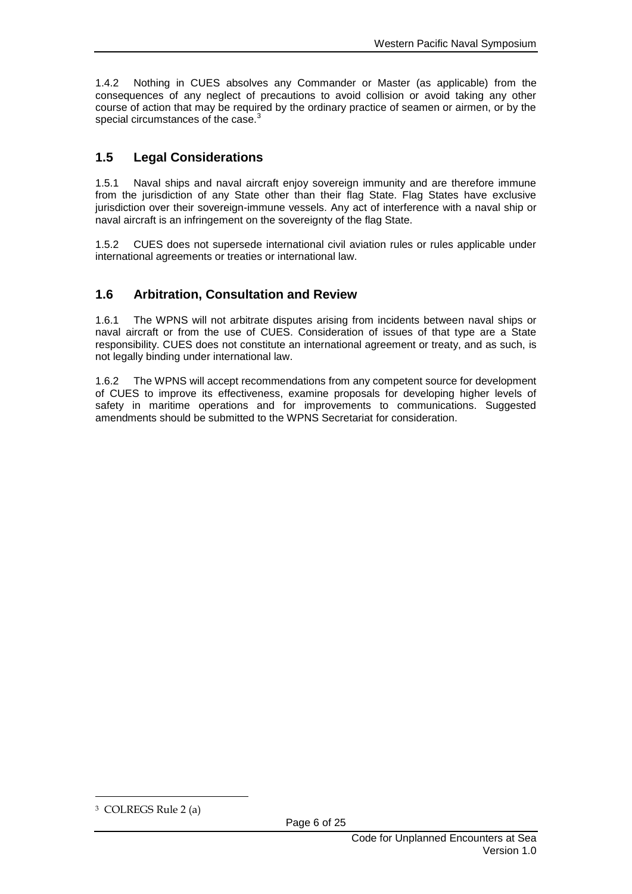1.4.2 Nothing in CUES absolves any Commander or Master (as applicable) from the consequences of any neglect of precautions to avoid collision or avoid taking any other course of action that may be required by the ordinary practice of seamen or airmen, or by the special circumstances of the case.[3]

## 1.5 Legal Considerations

1.5.1 Naval ships and naval aircraft enjoy sovereign immunity and are therefore immune from the jurisdiction of any State other than their flag State. Flag States have exclusive jurisdiction over their sovereign-immune vessels. Any act of interference with a naval ship or naval aircraft is an infringement on the sovereignty of the flag State.

1.5.2 CUES does not supersede international civil aviation rules or rules applicable under international agreements or treaties or international law.

## 1.6 Arbitration, Consultation and Review

1.6.1 The WPNS will not arbitrate disputes arising from incidents between naval ships or naval aircraft or from the use of CUES. Consideration of issues of that type are a State responsibility. CUES does not constitute an international agreement or treaty, and as such, is not legally binding under international law.

1.6.2 The WPNS will accept recommendations from any competent source for development of CUES to improve its effectiveness, examine proposals for developing higher levels of safety in maritime operations and for improvements to communications. Suggested amendments should be submitted to the WPNS Secretariat for consideration.

[3] COLREGS Rule 2 (a)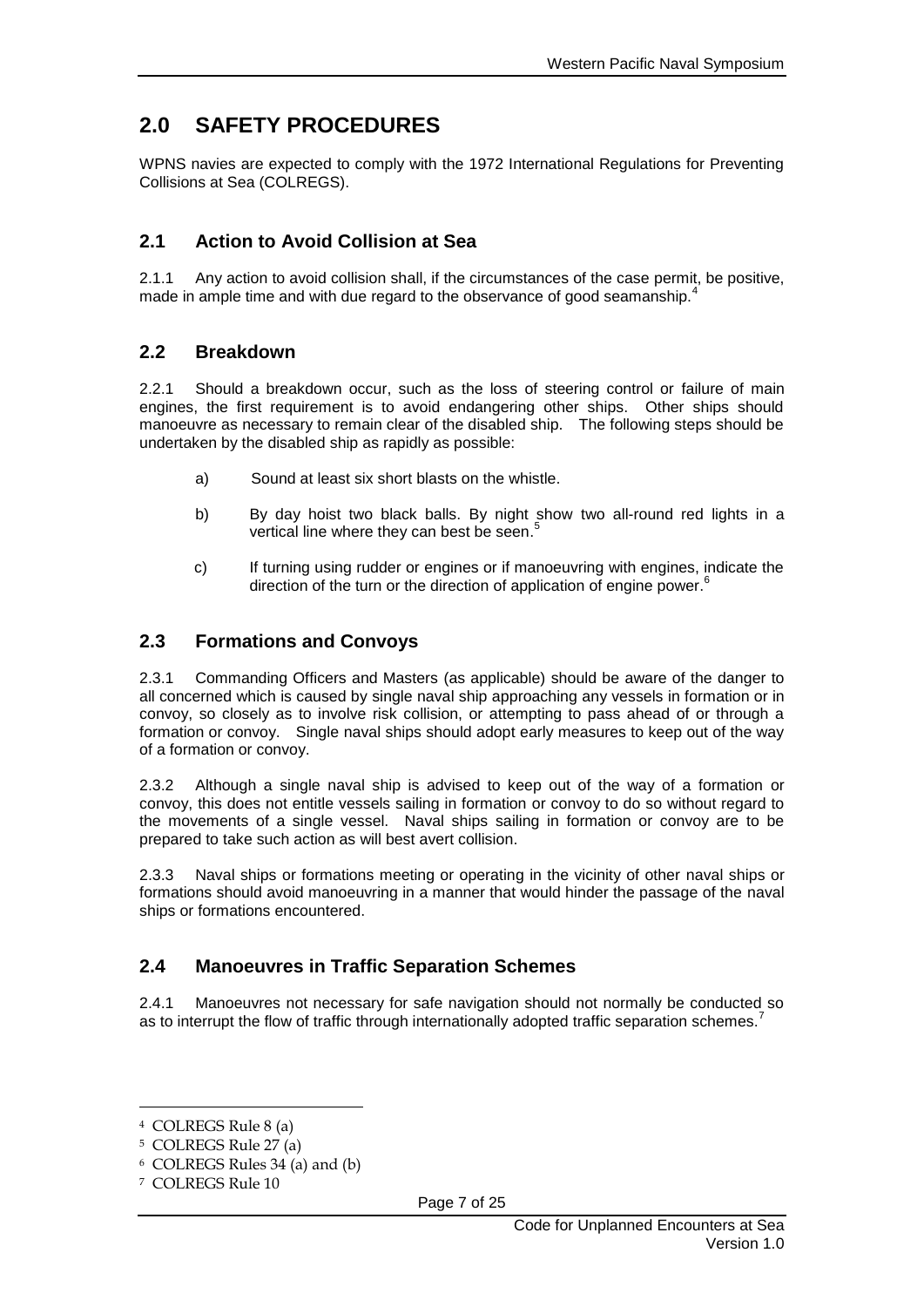# 2.0 SAFETY PROCEDURES

WPNS navies are expected to comply with the 1972 International Regulations for Preventing Collisions at Sea (COLREGS).

## 2.1 Action to Avoid Collision at Sea

2.1.1 Any action to avoid collision shall, if the circumstances of the case permit, be positive, made in ample time and with due regard to the observance of good seamanship.[4]

## 2.2 Breakdown

2.2.1 Should a breakdown occur, such as the loss of steering control or failure of main engines, the first requirement is to avoid endangering other ships. Other ships should manoeuvre as necessary to remain clear of the disabled ship. The following steps should be undertaken by the disabled ship as rapidly as possible:

a) Sound at least six short blasts on the whistle.

b) By day hoist two black balls. By night show two all-round red lights in a vertical line where they can best be seen.[5]

c) If turning using rudder or engines or if manoeuvring with engines, indicate the direction of the turn or the direction of application of engine power.[6]

## 2.3 Formations and Convoys

2.3.1 Commanding Officers and Masters (as applicable) should be aware of the danger to all concerned which is caused by single naval ship approaching any vessels in formation or in convoy, so closely as to involve risk collision, or attempting to pass ahead of or through a formation or convoy. Single naval ships should adopt early measures to keep out of the way of a formation or convoy.

2.3.2 Although a single naval ship is advised to keep out of the way of a formation or convoy, this does not entitle vessels sailing in formation or convoy to do so without regard to the movements of a single vessel. Naval ships sailing in formation or convoy are to be prepared to take such action as will best avert collision.

2.3.3 Naval ships or formations meeting or operating in the vicinity of other naval ships or formations should avoid manoeuvring in a manner that would hinder the passage of the naval ships or formations encountered.

## 2.4 Manoeuvres in Traffic Separation Schemes

2.4.1 Manoeuvres not necessary for safe navigation should not normally be conducted so as to interrupt the flow of traffic through internationally adopted traffic separation schemes.[7]

---

[4] COLREGS Rule 8 (a)

[5] COLREGS Rule 27 (a)

[6] COLREGS Rules 34 (a) and (b)

[7] COLREGS Rule 10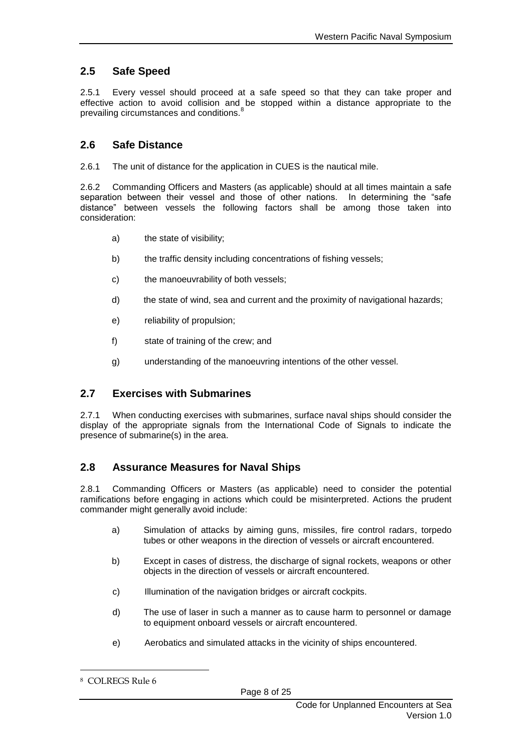## 2.5 Safe Speed

2.5.1 Every vessel should proceed at a safe speed so that they can take proper and effective action to avoid collision and be stopped within a distance appropriate to the prevailing circumstances and conditions.[8]

## 2.6 Safe Distance

2.6.1 The unit of distance for the application in CUES is the nautical mile.

2.6.2 Commanding Officers and Masters (as applicable) should at all times maintain a safe separation between their vessel and those of other nations. In determining the "safe distance" between vessels the following factors shall be among those taken into consideration:

a) the state of visibility;

b) the traffic density including concentrations of fishing vessels;

c) the manoeuvrability of both vessels;

d) the state of wind, sea and current and the proximity of navigational hazards;

e) reliability of propulsion;

f) state of training of the crew; and

g) understanding of the manoeuvring intentions of the other vessel.

## 2.7 Exercises with Submarines

2.7.1 When conducting exercises with submarines, surface naval ships should consider the display of the appropriate signals from the International Code of Signals to indicate the presence of submarine(s) in the area.

## 2.8 Assurance Measures for Naval Ships

2.8.1 Commanding Officers or Masters (as applicable) need to consider the potential ramifications before engaging in actions which could be misinterpreted. Actions the prudent commander might generally avoid include:

a) Simulation of attacks by aiming guns, missiles, fire control radars, torpedo tubes or other weapons in the direction of vessels or aircraft encountered.

b) Except in cases of distress, the discharge of signal rockets, weapons or other objects in the direction of vessels or aircraft encountered.

c) Illumination of the navigation bridges or aircraft cockpits.

d) The use of laser in such a manner as to cause harm to personnel or damage to equipment onboard vessels or aircraft encountered.

e) Aerobatics and simulated attacks in the vicinity of ships encountered.

---

[8] COLREGS Rule 6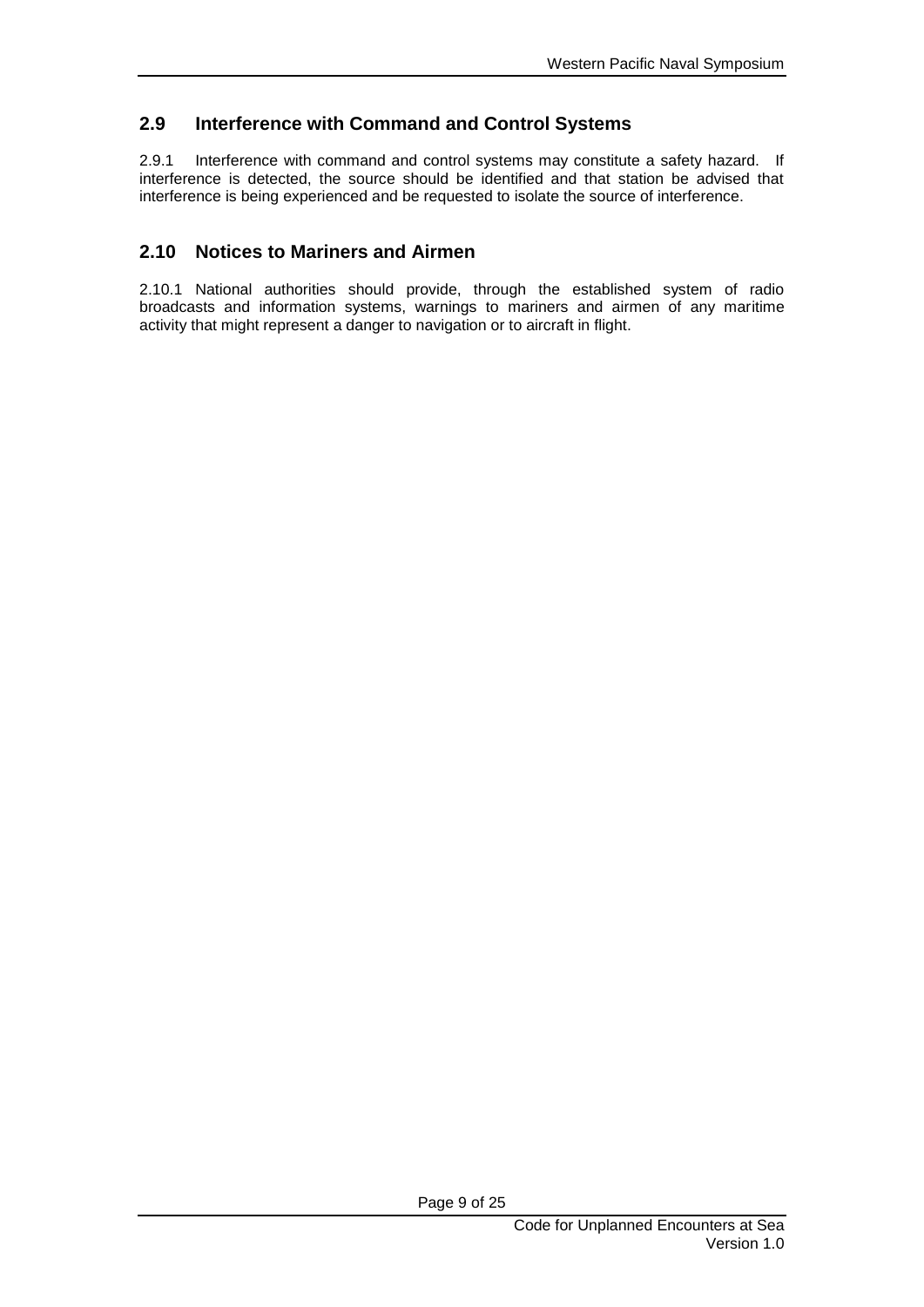## 2.9 Interference with Command and Control Systems

2.9.1 Interference with command and control systems may constitute a safety hazard. If interference is detected, the source should be identified and that station be advised that interference is being experienced and be requested to isolate the source of interference.

## 2.10 Notices to Mariners and Airmen

2.10.1 National authorities should provide, through the established system of radio broadcasts and information systems, warnings to mariners and airmen of any maritime activity that might represent a danger to navigation or to aircraft in flight.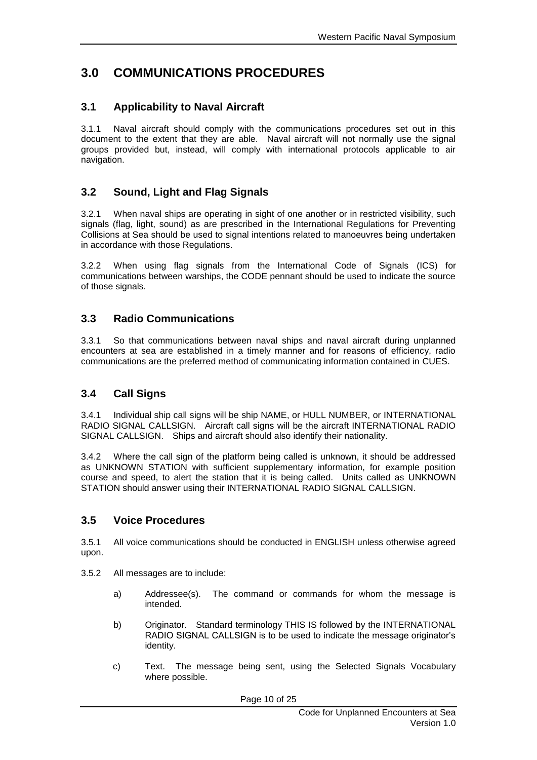# 3.0 COMMUNICATIONS PROCEDURES

## 3.1 Applicability to Naval Aircraft

3.1.1 Naval aircraft should comply with the communications procedures set out in this document to the extent that they are able. Naval aircraft will not normally use the signal groups provided but, instead, will comply with international protocols applicable to air navigation.

## 3.2 Sound, Light and Flag Signals

3.2.1 When naval ships are operating in sight of one another or in restricted visibility, such signals (flag, light, sound) as are prescribed in the International Regulations for Preventing Collisions at Sea should be used to signal intentions related to manoeuvres being undertaken in accordance with those Regulations.

3.2.2 When using flag signals from the International Code of Signals (ICS) for communications between warships, the CODE pennant should be used to indicate the source of those signals.

## 3.3 Radio Communications

3.3.1 So that communications between naval ships and naval aircraft during unplanned encounters at sea are established in a timely manner and for reasons of efficiency, radio communications are the preferred method of communicating information contained in CUES.

## 3.4 Call Signs

3.4.1 Individual ship call signs will be ship NAME, or HULL NUMBER, or INTERNATIONAL RADIO SIGNAL CALLSIGN. Aircraft call signs will be the aircraft INTERNATIONAL RADIO SIGNAL CALLSIGN. Ships and aircraft should also identify their nationality.

3.4.2 Where the call sign of the platform being called is unknown, it should be addressed as UNKNOWN STATION with sufficient supplementary information, for example position course and speed, to alert the station that it is being called. Units called as UNKNOWN STATION should answer using their INTERNATIONAL RADIO SIGNAL CALLSIGN.

## 3.5 Voice Procedures

3.5.1 All voice communications should be conducted in ENGLISH unless otherwise agreed upon.

3.5.2 All messages are to include:

a) Addressee(s). The command or commands for whom the message is intended.

b) Originator. Standard terminology THIS IS followed by the INTERNATIONAL RADIO SIGNAL CALLSIGN is to be used to indicate the message originator's identity.

c) Text. The message being sent, using the Selected Signals Vocabulary where possible.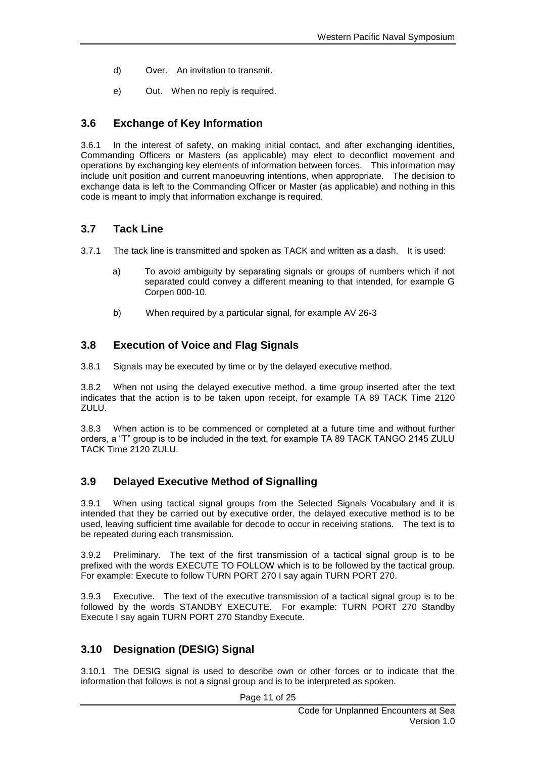d) Over. An invitation to transmit.

e) Out. When no reply is required.

## 3.6 Exchange of Key Information

3.6.1 In the interest of safety, on making initial contact, and after exchanging identities, Commanding Officers or Masters (as applicable) may elect to deconflict movement and operations by exchanging key elements of information between forces. This information may include unit position and current manoeuvring intentions, when appropriate. The decision to exchange data is left to the Commanding Officer or Master (as applicable) and nothing in this code is meant to imply that information exchange is required.

## 3.7 Tack Line

3.7.1 The tack line is transmitted and spoken as TACK and written as a dash. It is used:

a) To avoid ambiguity by separating signals or groups of numbers which if not separated could convey a different meaning to that intended, for example G Corpen 000-10.

b) When required by a particular signal, for example AV 26-3

## 3.8 Execution of Voice and Flag Signals

3.8.1 Signals may be executed by time or by the delayed executive method.

3.8.2 When not using the delayed executive method, a time group inserted after the text indicates that the action is to be taken upon receipt, for example TA 89 TACK Time 2120 ZULU.

3.8.3 When action is to be commenced or completed at a future time and without further orders, a "T" group is to be included in the text, for example TA 89 TACK TANGO 2145 ZULU TACK Time 2120 ZULU.

## 3.9 Delayed Executive Method of Signalling

3.9.1 When using tactical signal groups from the Selected Signals Vocabulary and it is intended that they be carried out by executive order, the delayed executive method is to be used, leaving sufficient time available for decode to occur in receiving stations. The text is to be repeated during each transmission.

3.9.2 Preliminary. The text of the first transmission of a tactical signal group is to be prefixed with the words EXECUTE TO FOLLOW which is to be followed by the tactical group. For example: Execute to follow TURN PORT 270 I say again TURN PORT 270.

3.9.3 Executive. The text of the executive transmission of a tactical signal group is to be followed by the words STANDBY EXECUTE. For example: TURN PORT 270 Standby Execute I say again TURN PORT 270 Standby Execute.

## 3.10 Designation (DESIG) Signal

3.10.1 The DESIG signal is used to describe own or other forces or to indicate that the information that follows is not a signal group and is to be interpreted as spoken.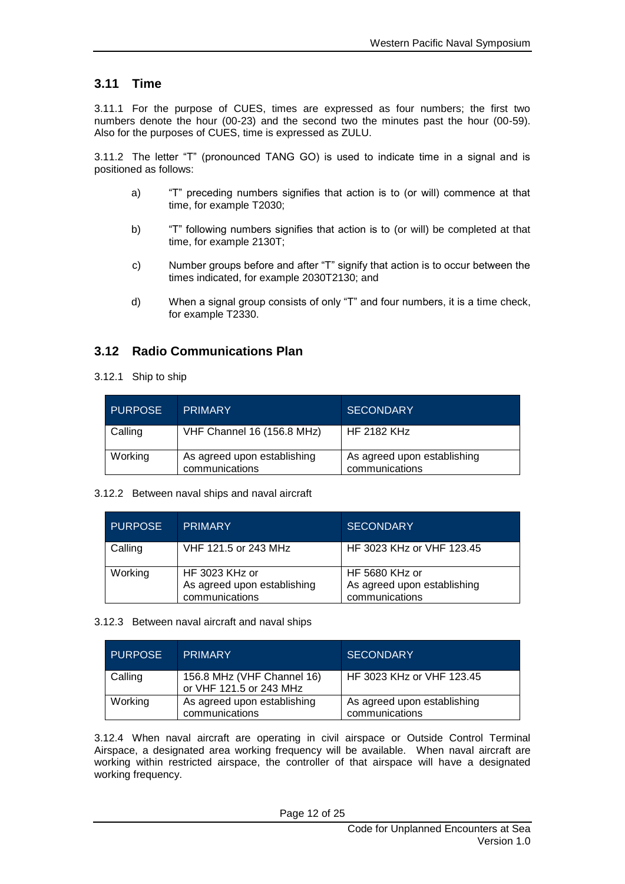## 3.11 Time

3.11.1 For the purpose of CUES, times are expressed as four numbers; the first two numbers denote the hour (00-23) and the second two the minutes past the hour (00-59). Also for the purposes of CUES, time is expressed as ZULU.

3.11.2 The letter "T" (pronounced TANG GO) is used to indicate time in a signal and is positioned as follows:

a) "T" preceding numbers signifies that action is to (or will) commence at that time, for example T2030;

b) "T" following numbers signifies that action is to (or will) be completed at that time, for example 2130T;

c) Number groups before and after "T" signify that action is to occur between the times indicated, for example 2030T2130; and

d) When a signal group consists of only "T" and four numbers, it is a time check, for example T2330.

## 3.12 Radio Communications Plan

3.12.1 Ship to ship

| PURPOSE | PRIMARY | SECONDARY |
|---|---|---|
| Calling | VHF Channel 16 (156.8 MHz) | HF 2182 KHz |
| Working | As agreed upon establishing communications | As agreed upon establishing communications |

3.12.2 Between naval ships and naval aircraft

| PURPOSE | PRIMARY | SECONDARY |
|---|---|---|
| Calling | VHF 121.5 or 243 MHz | HF 3023 KHz or VHF 123.45 |
| Working | HF 3023 KHz or As agreed upon establishing communications | HF 5680 KHz or As agreed upon establishing communications |

3.12.3 Between naval aircraft and naval ships

| PURPOSE | PRIMARY | SECONDARY |
|---|---|---|
| Calling | 156.8 MHz (VHF Channel 16) or VHF 121.5 or 243 MHz | HF 3023 KHz or VHF 123.45 |
| Working | As agreed upon establishing communications | As agreed upon establishing communications |

3.12.4 When naval aircraft are operating in civil airspace or Outside Control Terminal Airspace, a designated area working frequency will be available. When naval aircraft are working within restricted airspace, the controller of that airspace will have a designated working frequency.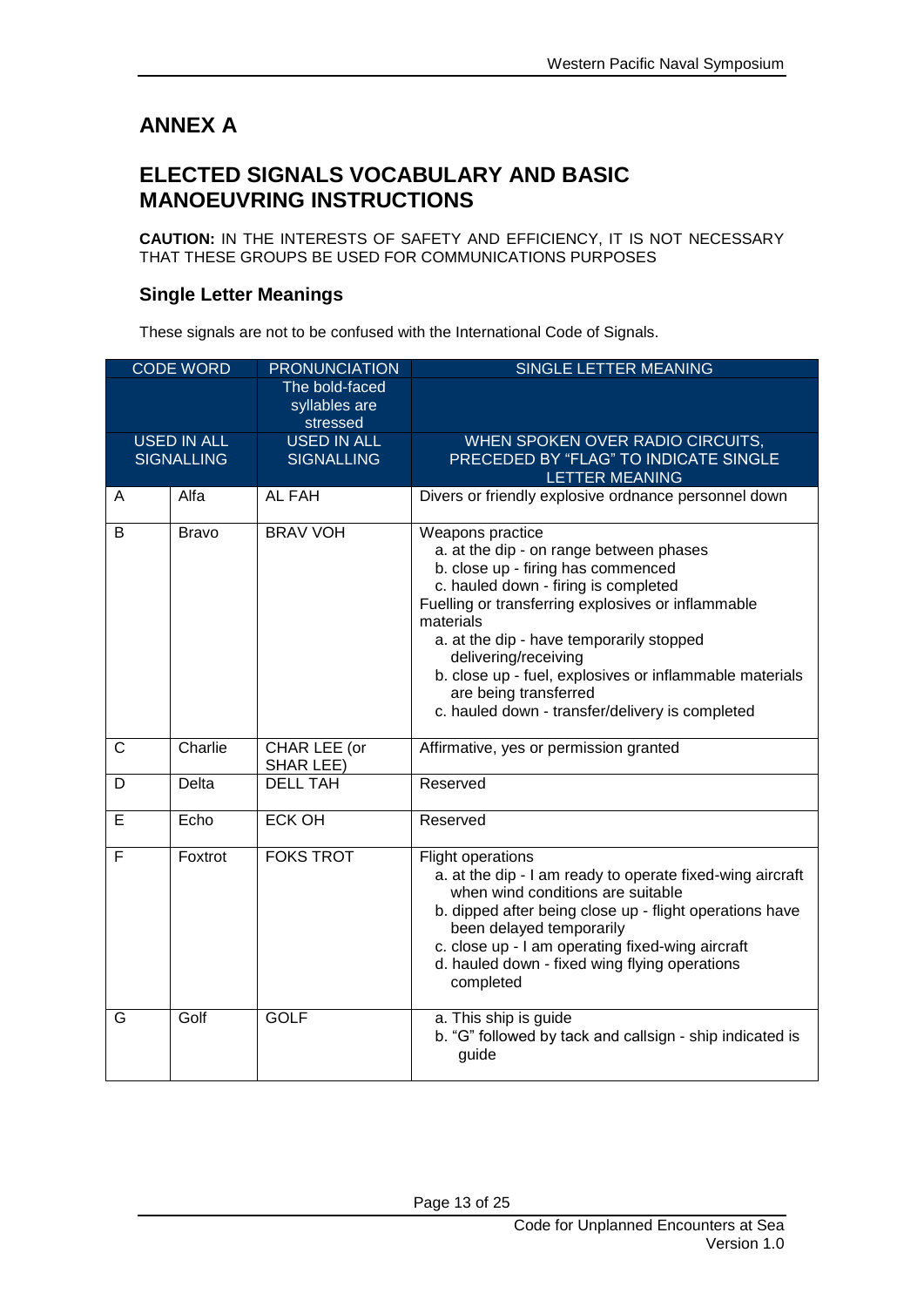## ANNEX A

## ELECTED SIGNALS VOCABULARY AND BASIC MANOEUVRING INSTRUCTIONS

**CAUTION:** IN THE INTERESTS OF SAFETY AND EFFICIENCY, IT IS NOT NECESSARY THAT THESE GROUPS BE USED FOR COMMUNICATIONS PURPOSES

### Single Letter Meanings

These signals are not to be confused with the International Code of Signals.

| CODE WORD | | PRONUNCIATION<br>The bold-faced syllables are stressed | SINGLE LETTER MEANING |
|---|---|---|---|
| USED IN ALL SIGNALLING | | USED IN ALL SIGNALLING | WHEN SPOKEN OVER RADIO CIRCUITS, PRECEDED BY "FLAG" TO INDICATE SINGLE LETTER MEANING |
| A | Alfa | AL FAH | Divers or friendly explosive ordnance personnel down |
| B | Bravo | BRAV VOH | Weapons practice<br>a. at the dip - on range between phases<br>b. close up - firing has commenced<br>c. hauled down - firing is completed<br>Fuelling or transferring explosives or inflammable materials<br>a. at the dip - have temporarily stopped delivering/receiving<br>b. close up - fuel, explosives or inflammable materials are being transferred<br>c. hauled down - transfer/delivery is completed |
| C | Charlie | CHAR LEE (or SHAR LEE) | Affirmative, yes or permission granted |
| D | Delta | DELL TAH | Reserved |
| E | Echo | ECK OH | Reserved |
| F | Foxtrot | FOKS TROT | Flight operations<br>a. at the dip - I am ready to operate fixed-wing aircraft when wind conditions are suitable<br>b. dipped after being close up - flight operations have been delayed temporarily<br>c. close up - I am operating fixed-wing aircraft<br>d. hauled down - fixed wing flying operations completed |
| G | Golf | GOLF | a. This ship is guide<br>b. "G" followed by tack and callsign - ship indicated is guide |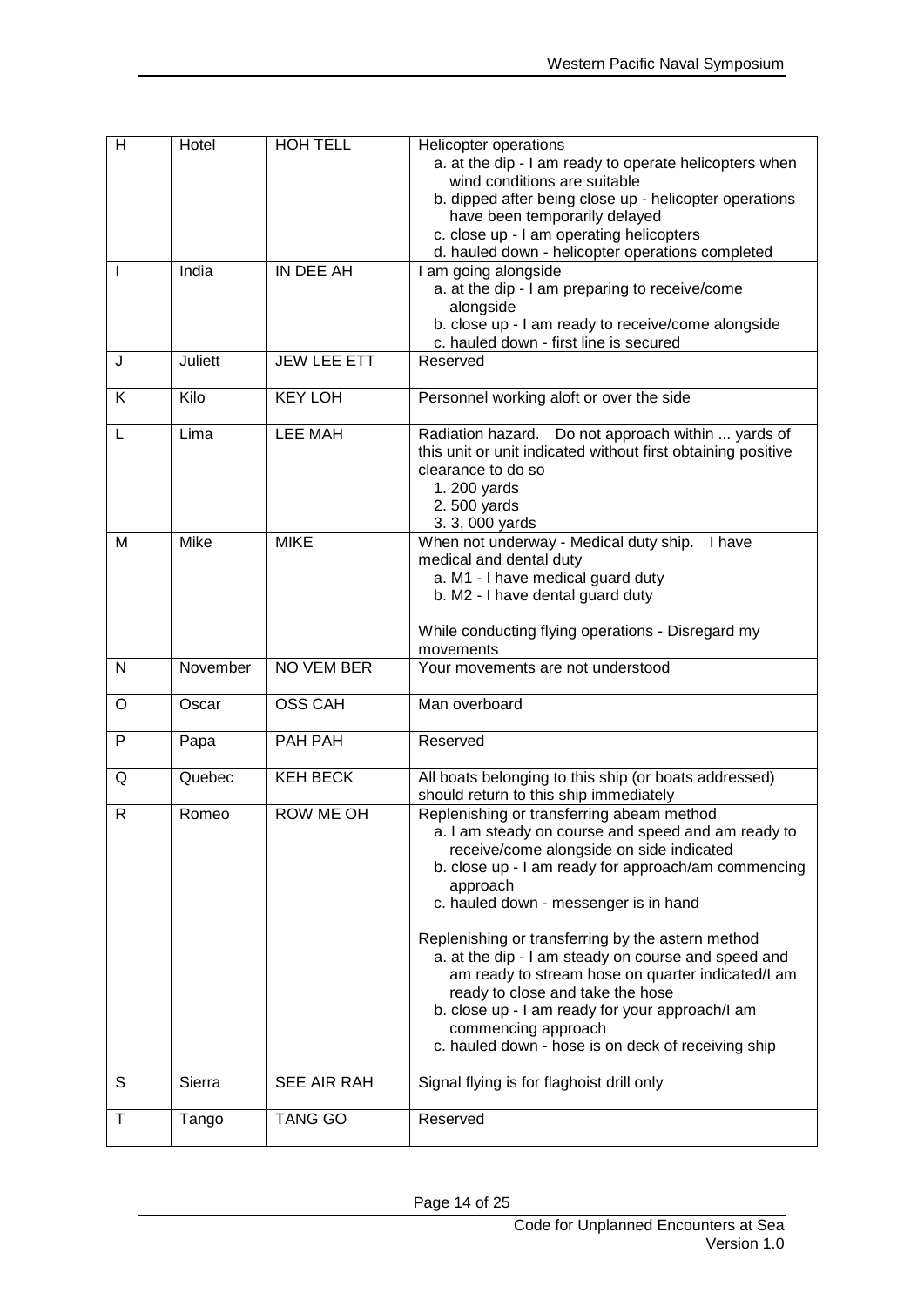| H | Hotel | HOH TELL | Helicopter operations<br>a. at the dip - I am ready to operate helicopters when wind conditions are suitable<br>b. dipped after being close up - helicopter operations have been temporarily delayed<br>c. close up - I am operating helicopters<br>d. hauled down - helicopter operations completed |
|---|---|---|---|
| I | India | IN DEE AH | I am going alongside<br>a. at the dip - I am preparing to receive/come alongside<br>b. close up - I am ready to receive/come alongside<br>c. hauled down - first line is secured |
| J | Juliett | JEW LEE ETT | Reserved |
| K | Kilo | KEY LOH | Personnel working aloft or over the side |
| L | Lima | LEE MAH | Radiation hazard. Do not approach within ... yards of this unit or unit indicated without first obtaining positive clearance to do so<br>1. 200 yards<br>2. 500 yards<br>3. 3, 000 yards |
| M | Mike | MIKE | When not underway - Medical duty ship. I have medical and dental duty<br>a. M1 - I have medical guard duty<br>b. M2 - I have dental guard duty<br><br>While conducting flying operations - Disregard my movements |
| N | November | NO VEM BER | Your movements are not understood |
| O | Oscar | OSS CAH | Man overboard |
| P | Papa | PAH PAH | Reserved |
| Q | Quebec | KEH BECK | All boats belonging to this ship (or boats addressed) should return to this ship immediately |
| R | Romeo | ROW ME OH | Replenishing or transferring abeam method<br>a. I am steady on course and speed and am ready to receive/come alongside on side indicated<br>b. close up - I am ready for approach/am commencing approach<br>c. hauled down - messenger is in hand<br><br>Replenishing or transferring by the astern method<br>a. at the dip - I am steady on course and speed and am ready to stream hose on quarter indicated/I am ready to close and take the hose<br>b. close up - I am ready for your approach/I am commencing approach<br>c. hauled down - hose is on deck of receiving ship |
| S | Sierra | SEE AIR RAH | Signal flying is for flaghoist drill only |
| T | Tango | TANG GO | Reserved |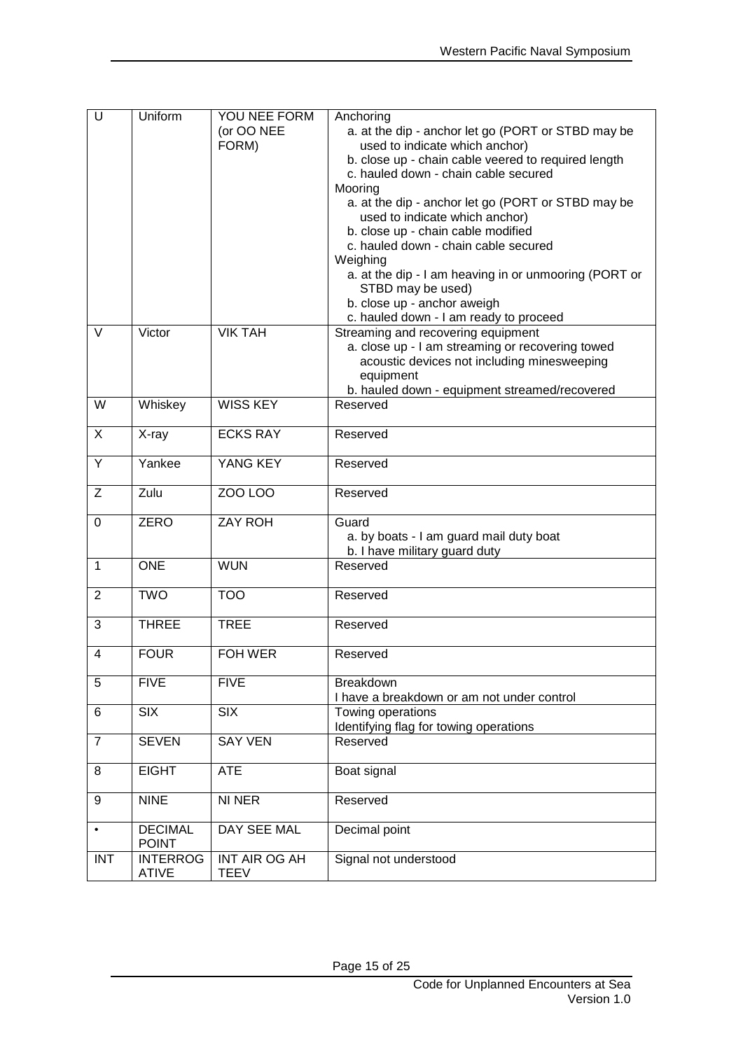| U | Uniform | YOU NEE FORM (or OO NEE FORM) | Anchoring<br>a. at the dip - anchor let go (PORT or STBD may be used to indicate which anchor)<br>b. close up - chain cable veered to required length<br>c. hauled down - chain cable secured<br>Mooring<br>a. at the dip - anchor let go (PORT or STBD may be used to indicate which anchor)<br>b. close up - chain cable modified<br>c. hauled down - chain cable secured<br>Weighing<br>a. at the dip - I am heaving in or unmooring (PORT or STBD may be used)<br>b. close up - anchor aweigh<br>c. hauled down - I am ready to proceed |
|---|---|---|---|
| V | Victor | VIK TAH | Streaming and recovering equipment<br>a. close up - I am streaming or recovering towed acoustic devices not including minesweeping equipment<br>b. hauled down - equipment streamed/recovered |
| W | Whiskey | WISS KEY | Reserved |
| X | X-ray | ECKS RAY | Reserved |
| Y | Yankee | YANG KEY | Reserved |
| Z | Zulu | ZOO LOO | Reserved |
| 0 | ZERO | ZAY ROH | Guard<br>a. by boats - I am guard mail duty boat<br>b. I have military guard duty |
| 1 | ONE | WUN | Reserved |
| 2 | TWO | TOO | Reserved |
| 3 | THREE | TREE | Reserved |
| 4 | FOUR | FOH WER | Reserved |
| 5 | FIVE | FIVE | Breakdown<br>I have a breakdown or am not under control |
| 6 | SIX | SIX | Towing operations<br>Identifying flag for towing operations |
| 7 | SEVEN | SAY VEN | Reserved |
| 8 | EIGHT | ATE | Boat signal |
| 9 | NINE | NI NER | Reserved |
| • | DECIMAL POINT | DAY SEE MAL | Decimal point |
| INT | INTERROGATIVE | INT AIR OG AH TEEV | Signal not understood |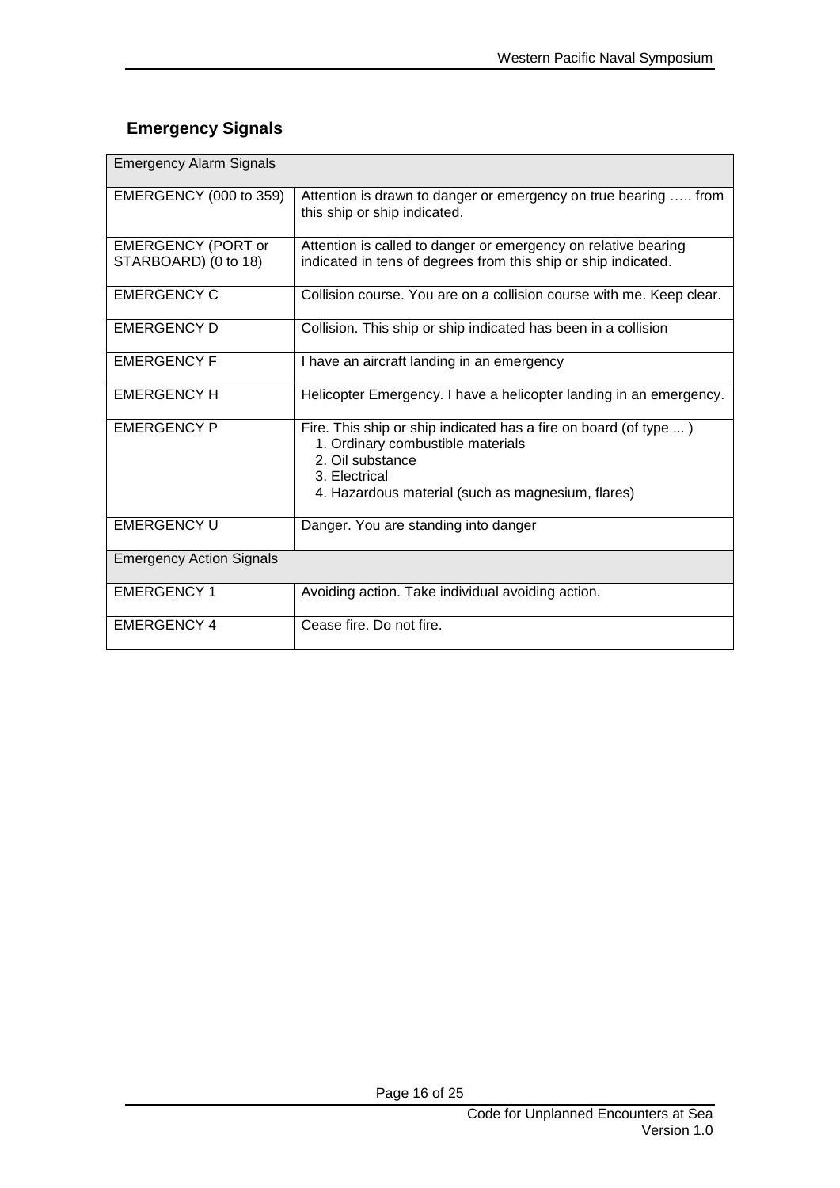## Emergency Signals

| Emergency Alarm Signals | |
|---|---|
| EMERGENCY (000 to 359) | Attention is drawn to danger or emergency on true bearing ….. from this ship or ship indicated. |
| EMERGENCY (PORT or STARBOARD) (0 to 18) | Attention is called to danger or emergency on relative bearing indicated in tens of degrees from this ship or ship indicated. |
| EMERGENCY C | Collision course. You are on a collision course with me. Keep clear. |
| EMERGENCY D | Collision. This ship or ship indicated has been in a collision |
| EMERGENCY F | I have an aircraft landing in an emergency |
| EMERGENCY H | Helicopter Emergency. I have a helicopter landing in an emergency. |
| EMERGENCY P | Fire. This ship or ship indicated has a fire on board (of type ... )<br>1. Ordinary combustible materials<br>2. Oil substance<br>3. Electrical<br>4. Hazardous material (such as magnesium, flares) |
| EMERGENCY U | Danger. You are standing into danger |
| **Emergency Action Signals** | |
| EMERGENCY 1 | Avoiding action. Take individual avoiding action. |
| EMERGENCY 4 | Cease fire. Do not fire. |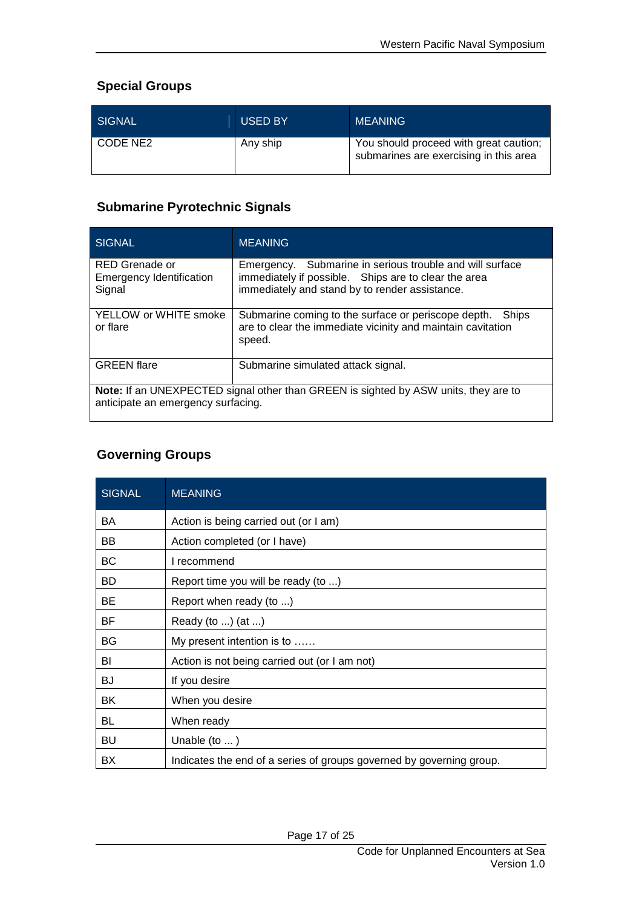## Special Groups

| SIGNAL | USED BY | MEANING |
| --- | --- | --- |
| CODE NE2 | Any ship | You should proceed with great caution; submarines are exercising in this area |

## Submarine Pyrotechnic Signals

| SIGNAL | MEANING |
| --- | --- |
| RED Grenade or Emergency Identification Signal | Emergency. Submarine in serious trouble and will surface immediately if possible. Ships are to clear the area immediately and stand by to render assistance. |
| YELLOW or WHITE smoke or flare | Submarine coming to the surface or periscope depth. Ships are to clear the immediate vicinity and maintain cavitation speed. |
| GREEN flare | Submarine simulated attack signal. |
| **Note:** If an UNEXPECTED signal other than GREEN is sighted by ASW units, they are to anticipate an emergency surfacing. | |

## Governing Groups

| SIGNAL | MEANING |
| --- | --- |
| BA | Action is being carried out (or I am) |
| BB | Action completed (or I have) |
| BC | I recommend |
| BD | Report time you will be ready (to ...) |
| BE | Report when ready (to ...) |
| BF | Ready (to ...) (at ...) |
| BG | My present intention is to …… |
| BI | Action is not being carried out (or I am not) |
| BJ | If you desire |
| BK | When you desire |
| BL | When ready |
| BU | Unable (to ... ) |
| BX | Indicates the end of a series of groups governed by governing group. |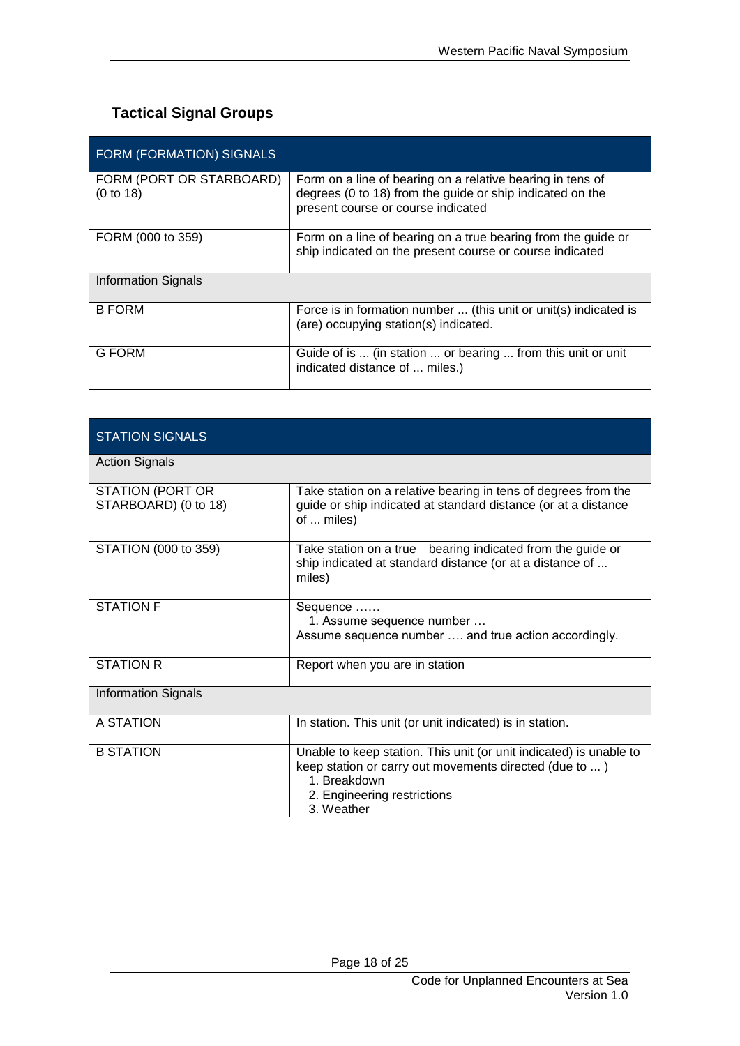## Tactical Signal Groups

| FORM (FORMATION) SIGNALS | |
|---|---|
| FORM (PORT OR STARBOARD) (0 to 18) | Form on a line of bearing on a relative bearing in tens of degrees (0 to 18) from the guide or ship indicated on the present course or course indicated |
| FORM (000 to 359) | Form on a line of bearing on a true bearing from the guide or ship indicated on the present course or course indicated |
| Information Signals | |
| B FORM | Force is in formation number ... (this unit or unit(s) indicated is (are) occupying station(s) indicated. |
| G FORM | Guide of is ... (in station ... or bearing ... from this unit or unit indicated distance of ... miles.) |

| STATION SIGNALS | |
|---|---|
| Action Signals | |
| STATION (PORT OR STARBOARD) (0 to 18) | Take station on a relative bearing in tens of degrees from the guide or ship indicated at standard distance (or at a distance of ... miles) |
| STATION (000 to 359) | Take station on a true bearing indicated from the guide or ship indicated at standard distance (or at a distance of ... miles) |
| STATION F | Sequence ……<br>1. Assume sequence number …<br>Assume sequence number …. and true action accordingly. |
| STATION R | Report when you are in station |
| Information Signals | |
| A STATION | In station. This unit (or unit indicated) is in station. |
| B STATION | Unable to keep station. This unit (or unit indicated) is unable to keep station or carry out movements directed (due to ... )<br>1. Breakdown<br>2. Engineering restrictions<br>3. Weather |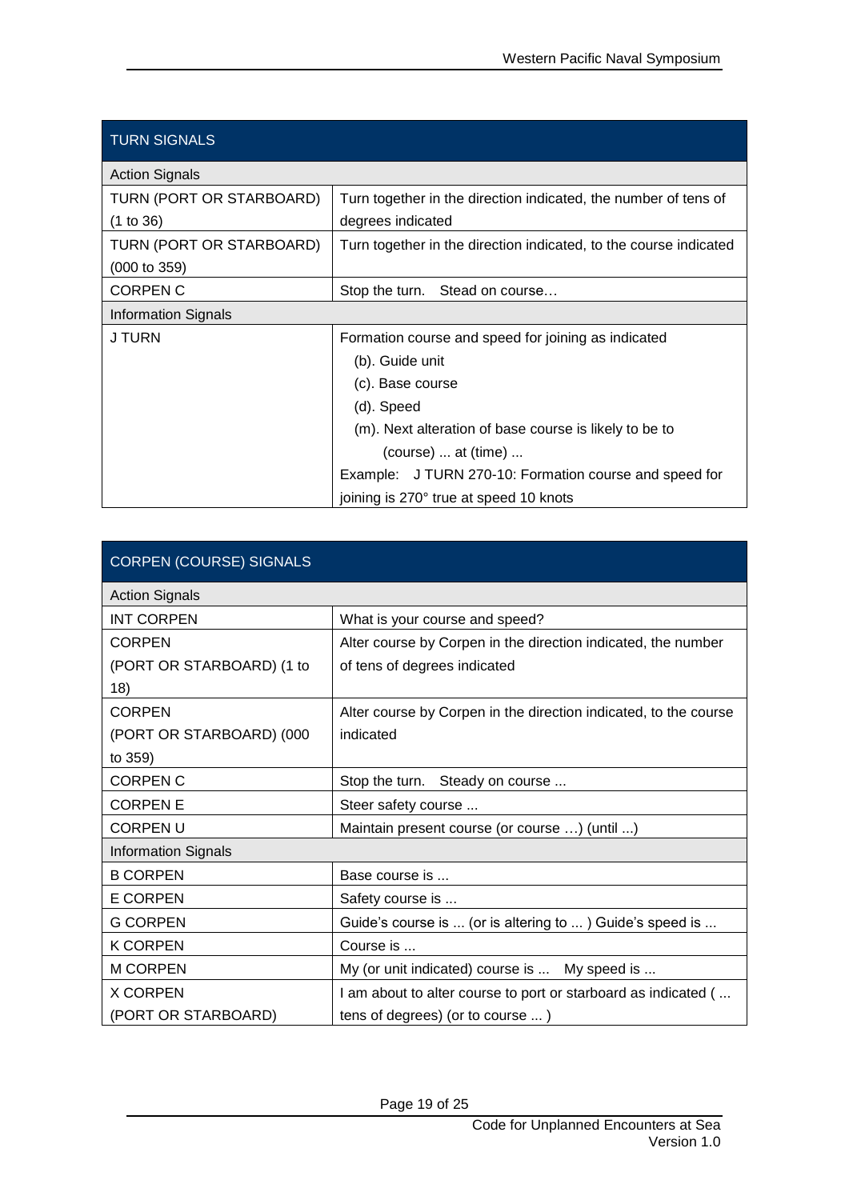| TURN SIGNALS | |
|---|---|
| **Action Signals** | |
| TURN (PORT OR STARBOARD) (1 to 36) | Turn together in the direction indicated, the number of tens of degrees indicated |
| TURN (PORT OR STARBOARD) (000 to 359) | Turn together in the direction indicated, to the course indicated |
| CORPEN C | Stop the turn. Stead on course… |
| **Information Signals** | |
| J TURN | Formation course and speed for joining as indicated<br>(b). Guide unit<br>(c). Base course<br>(d). Speed<br>(m). Next alteration of base course is likely to be to (course) ... at (time) ...<br>Example: J TURN 270-10: Formation course and speed for joining is 270° true at speed 10 knots |

| CORPEN (COURSE) SIGNALS | |
|---|---|
| **Action Signals** | |
| INT CORPEN | What is your course and speed? |
| CORPEN (PORT OR STARBOARD) (1 to 18) | Alter course by Corpen in the direction indicated, the number of tens of degrees indicated |
| CORPEN (PORT OR STARBOARD) (000 to 359) | Alter course by Corpen in the direction indicated, to the course indicated |
| CORPEN C | Stop the turn. Steady on course ... |
| CORPEN E | Steer safety course ... |
| CORPEN U | Maintain present course (or course …) (until ...) |
| **Information Signals** | |
| B CORPEN | Base course is ... |
| E CORPEN | Safety course is ... |
| G CORPEN | Guide's course is ... (or is altering to ... ) Guide's speed is ... |
| K CORPEN | Course is ... |
| M CORPEN | My (or unit indicated) course is ... My speed is ... |
| X CORPEN (PORT OR STARBOARD) | I am about to alter course to port or starboard as indicated ( ... tens of degrees) (or to course ... ) |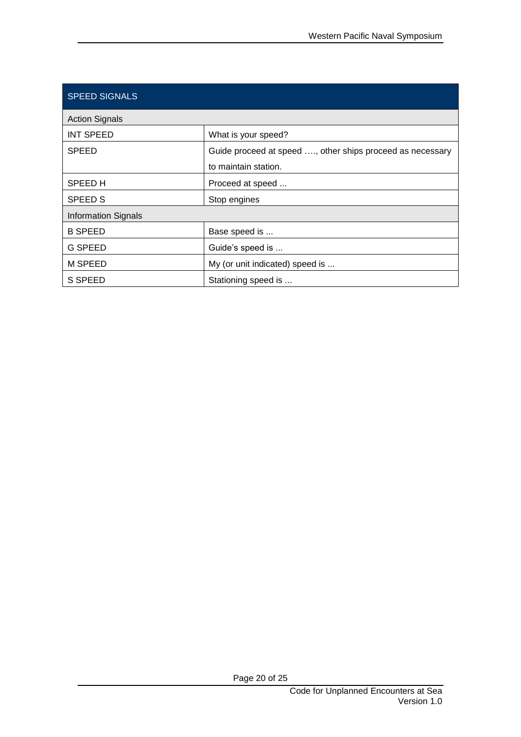| SPEED SIGNALS | |
|---|---|
| Action Signals | |
| INT SPEED | What is your speed? |
| SPEED | Guide proceed at speed …., other ships proceed as necessary to maintain station. |
| SPEED H | Proceed at speed ... |
| SPEED S | Stop engines |
| Information Signals | |
| B SPEED | Base speed is ... |
| G SPEED | Guide's speed is ... |
| M SPEED | My (or unit indicated) speed is ... |
| S SPEED | Stationing speed is ... |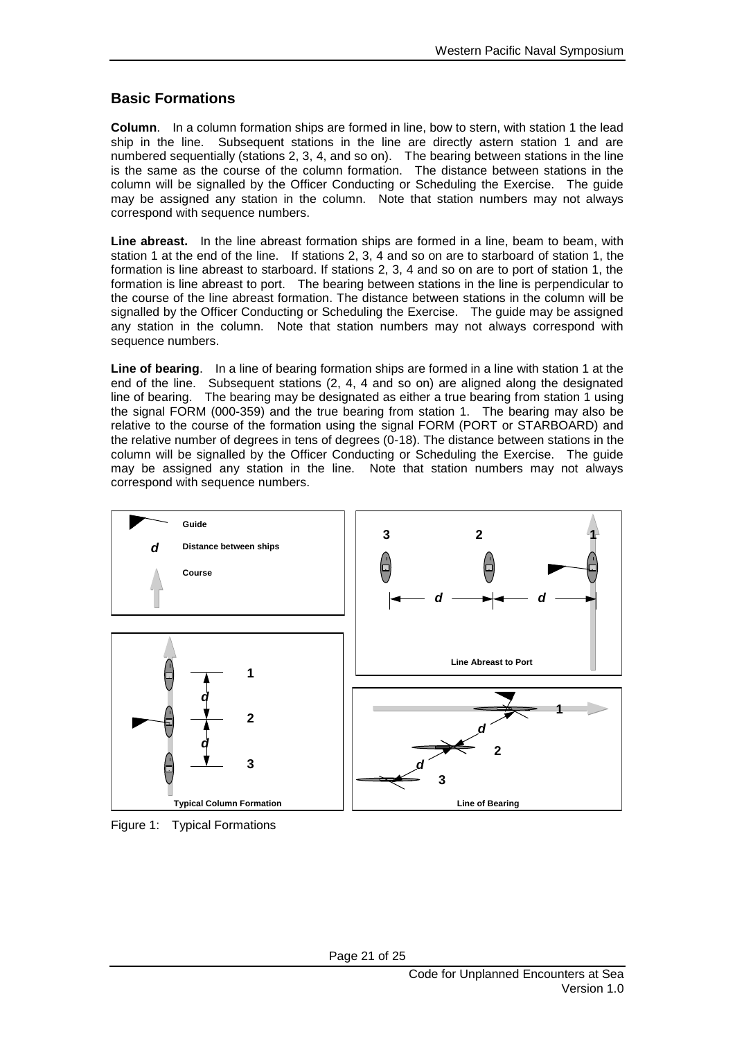## Basic Formations

**Column**. In a column formation ships are formed in line, bow to stern, with station 1 the lead ship in the line. Subsequent stations in the line are directly astern station 1 and are numbered sequentially (stations 2, 3, 4, and so on). The bearing between stations in the line is the same as the course of the column formation. The distance between stations in the column will be signalled by the Officer Conducting or Scheduling the Exercise. The guide may be assigned any station in the column. Note that station numbers may not always correspond with sequence numbers.

**Line abreast.** In the line abreast formation ships are formed in a line, beam to beam, with station 1 at the end of the line. If stations 2, 3, 4 and so on are to starboard of station 1, the formation is line abreast to starboard. If stations 2, 3, 4 and so on are to port of station 1, the formation is line abreast to port. The bearing between stations in the line is perpendicular to the course of the line abreast formation. The distance between stations in the column will be signalled by the Officer Conducting or Scheduling the Exercise. The guide may be assigned any station in the column. Note that station numbers may not always correspond with sequence numbers.

**Line of bearing**. In a line of bearing formation ships are formed in a line with station 1 at the end of the line. Subsequent stations (2, 4, 4 and so on) are aligned along the designated line of bearing. The bearing may be designated as either a true bearing from station 1 using the signal FORM (000-359) and the true bearing from station 1. The bearing may also be relative to the course of the formation using the signal FORM (PORT or STARBOARD) and the relative number of degrees in tens of degrees (0-18). The distance between stations in the column will be signalled by the Officer Conducting or Scheduling the Exercise. The guide may be assigned any station in the line. Note that station numbers may not always correspond with sequence numbers.

Guide

*d* Distance between ships

Course

Typical Column Formation

Line Abreast to Port

Line of Bearing

Figure 1: Typical Formations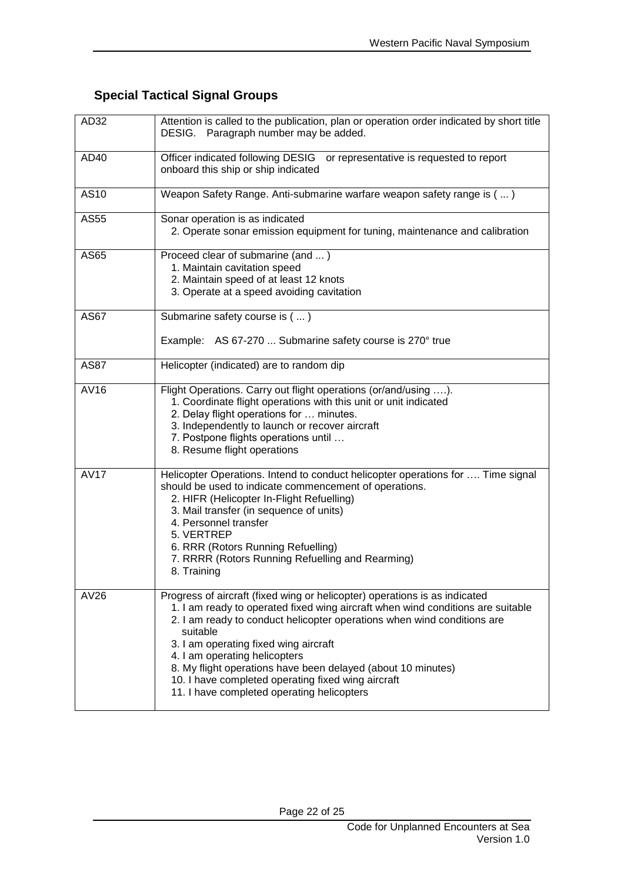## Special Tactical Signal Groups

| | |
|---|---|
| AD32 | Attention is called to the publication, plan or operation order indicated by short title DESIG. Paragraph number may be added. |
| AD40 | Officer indicated following DESIG or representative is requested to report onboard this ship or ship indicated |
| AS10 | Weapon Safety Range. Anti-submarine warfare weapon safety range is ( ... ) |
| AS55 | Sonar operation is as indicated<br>2. Operate sonar emission equipment for tuning, maintenance and calibration |
| AS65 | Proceed clear of submarine (and ... )<br>1. Maintain cavitation speed<br>2. Maintain speed of at least 12 knots<br>3. Operate at a speed avoiding cavitation |
| AS67 | Submarine safety course is ( ... )<br><br>Example: AS 67-270 ... Submarine safety course is 270° true |
| AS87 | Helicopter (indicated) are to random dip |
| AV16 | Flight Operations. Carry out flight operations (or/and/using ….).<br>1. Coordinate flight operations with this unit or unit indicated<br>2. Delay flight operations for … minutes.<br>3. Independently to launch or recover aircraft<br>7. Postpone flights operations until …<br>8. Resume flight operations |
| AV17 | Helicopter Operations. Intend to conduct helicopter operations for …. Time signal should be used to indicate commencement of operations.<br>2. HIFR (Helicopter In-Flight Refuelling)<br>3. Mail transfer (in sequence of units)<br>4. Personnel transfer<br>5. VERTREP<br>6. RRR (Rotors Running Refuelling)<br>7. RRRR (Rotors Running Refuelling and Rearming)<br>8. Training |
| AV26 | Progress of aircraft (fixed wing or helicopter) operations is as indicated<br>1. I am ready to operated fixed wing aircraft when wind conditions are suitable<br>2. I am ready to conduct helicopter operations when wind conditions are suitable<br>3. I am operating fixed wing aircraft<br>4. I am operating helicopters<br>8. My flight operations have been delayed (about 10 minutes)<br>10. I have completed operating fixed wing aircraft<br>11. I have completed operating helicopters |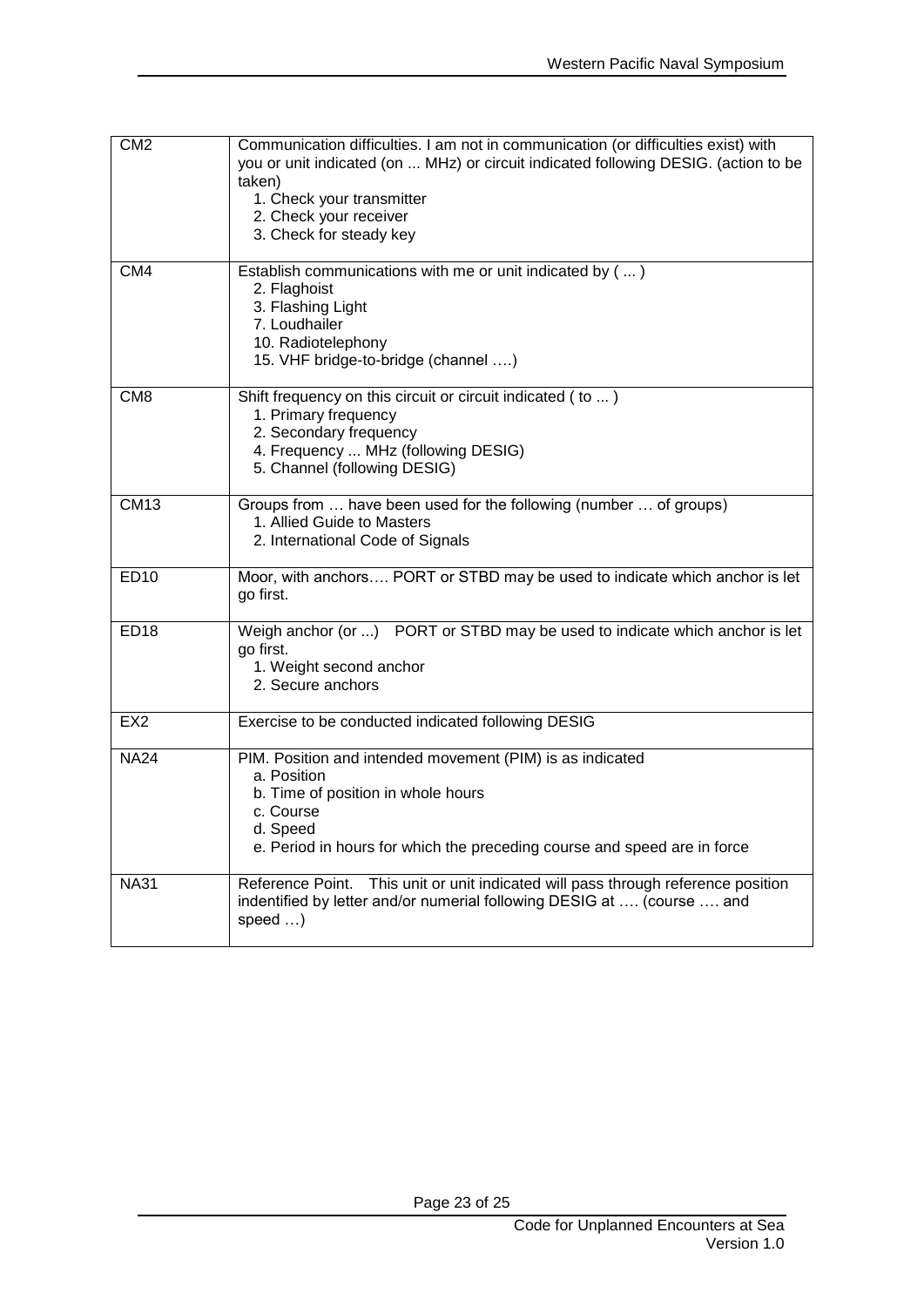| | |
|---|---|
| CM2 | Communication difficulties. I am not in communication (or difficulties exist) with you or unit indicated (on ... MHz) or circuit indicated following DESIG. (action to be taken)<br>1. Check your transmitter<br>2. Check your receiver<br>3. Check for steady key |
| CM4 | Establish communications with me or unit indicated by ( ... )<br>2. Flaghoist<br>3. Flashing Light<br>7. Loudhailer<br>10. Radiotelephony<br>15. VHF bridge-to-bridge (channel ….) |
| CM8 | Shift frequency on this circuit or circuit indicated ( to ... )<br>1. Primary frequency<br>2. Secondary frequency<br>4. Frequency ... MHz (following DESIG)<br>5. Channel (following DESIG) |
| CM13 | Groups from … have been used for the following (number … of groups)<br>1. Allied Guide to Masters<br>2. International Code of Signals |
| ED10 | Moor, with anchors…. PORT or STBD may be used to indicate which anchor is let go first. |
| ED18 | Weigh anchor (or ...) PORT or STBD may be used to indicate which anchor is let go first.<br>1. Weight second anchor<br>2. Secure anchors |
| EX2 | Exercise to be conducted indicated following DESIG |
| NA24 | PIM. Position and intended movement (PIM) is as indicated<br>a. Position<br>b. Time of position in whole hours<br>c. Course<br>d. Speed<br>e. Period in hours for which the preceding course and speed are in force |
| NA31 | Reference Point. This unit or unit indicated will pass through reference position indentified by letter and/or numerial following DESIG at …. (course …. and speed …) |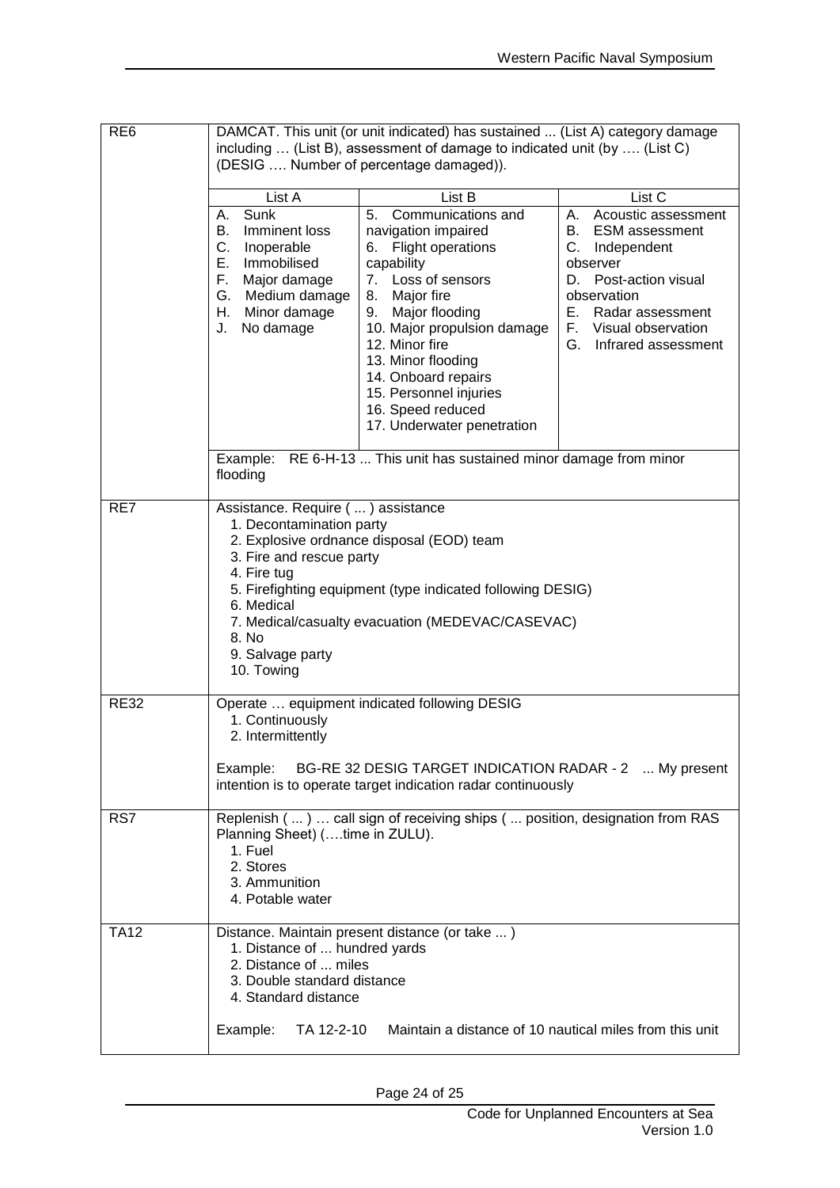| | |
|---|---|
| RE6 | DAMCAT. This unit (or unit indicated) has sustained ... (List A) category damage including … (List B), assessment of damage to indicated unit (by …. (List C) (DESIG …. Number of percentage damaged)).<br><br>**List A**<br>A. Sunk<br>B. Imminent loss<br>C. Inoperable<br>E. Immobilised<br>F. Major damage<br>G. Medium damage<br>H. Minor damage<br>J. No damage<br><br>**List B**<br>5. Communications and navigation impaired<br>6. Flight operations capability<br>7. Loss of sensors<br>8. Major fire<br>9. Major flooding<br>10. Major propulsion damage<br>12. Minor fire<br>13. Minor flooding<br>14. Onboard repairs<br>15. Personnel injuries<br>16. Speed reduced<br>17. Underwater penetration<br><br>**List C**<br>A. Acoustic assessment<br>B. ESM assessment<br>C. Independent observer<br>D. Post-action visual observation<br>E. Radar assessment<br>F. Visual observation<br>G. Infrared assessment<br><br>Example: RE 6-H-13 ... This unit has sustained minor damage from minor flooding |
| RE7 | Assistance. Require ( ... ) assistance<br>1. Decontamination party<br>2. Explosive ordnance disposal (EOD) team<br>3. Fire and rescue party<br>4. Fire tug<br>5. Firefighting equipment (type indicated following DESIG)<br>6. Medical<br>7. Medical/casualty evacuation (MEDEVAC/CASEVAC)<br>8. No<br>9. Salvage party<br>10. Towing |
| RE32 | Operate … equipment indicated following DESIG<br>1. Continuously<br>2. Intermittently<br><br>Example: BG-RE 32 DESIG TARGET INDICATION RADAR - 2 ... My present intention is to operate target indication radar continuously |
| RS7 | Replenish ( ... ) … call sign of receiving ships ( ... position, designation from RAS Planning Sheet) (….time in ZULU).<br>1. Fuel<br>2. Stores<br>3. Ammunition<br>4. Potable water |
| TA12 | Distance. Maintain present distance (or take ... )<br>1. Distance of ... hundred yards<br>2. Distance of ... miles<br>3. Double standard distance<br>4. Standard distance<br><br>Example: TA 12-2-10 Maintain a distance of 10 nautical miles from this unit |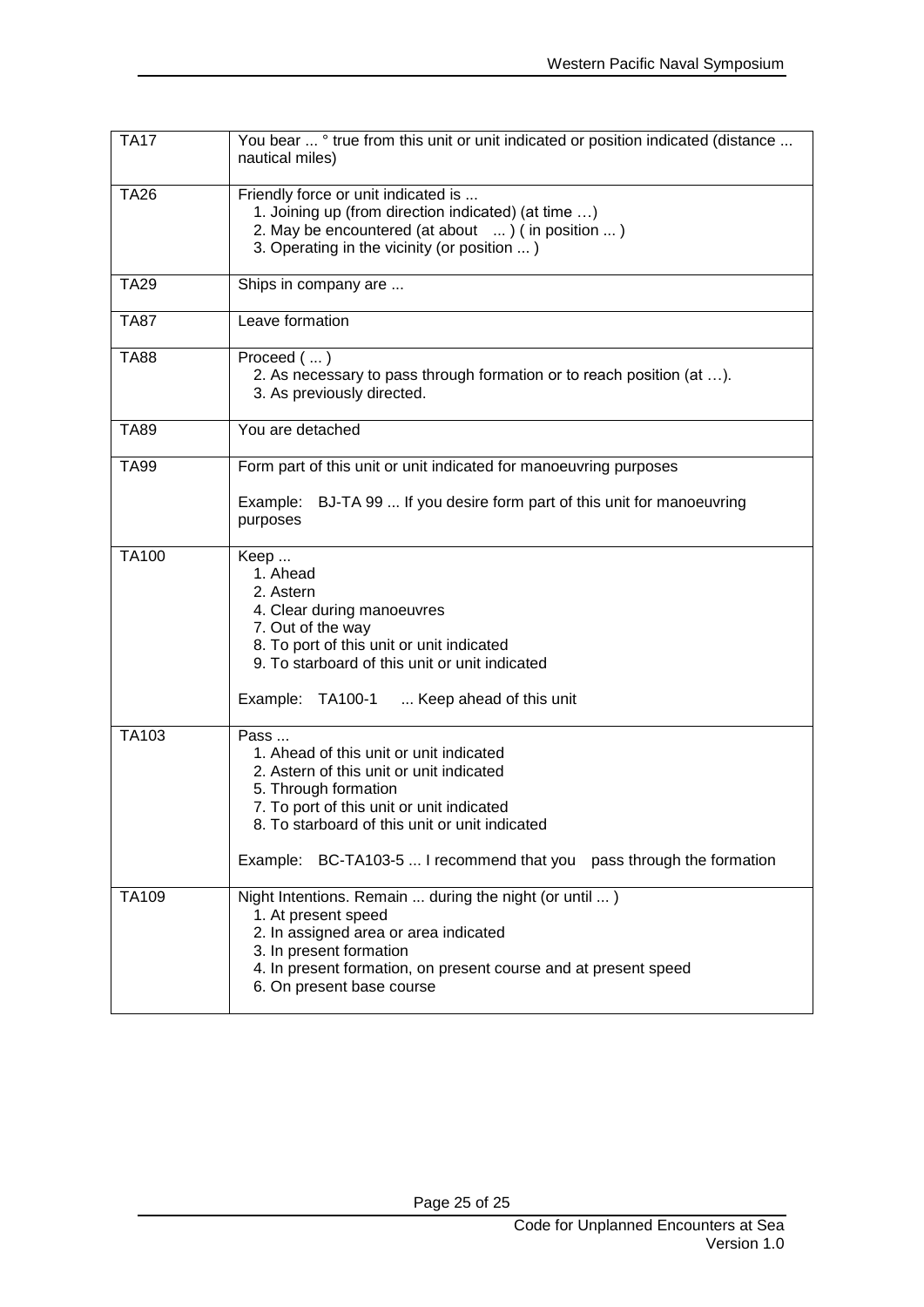| | |
|---|---|
| TA17 | You bear ... ° true from this unit or unit indicated or position indicated (distance ... nautical miles) |
| TA26 | Friendly force or unit indicated is ...<br>1. Joining up (from direction indicated) (at time …)<br>2. May be encountered (at about ... ) ( in position ... )<br>3. Operating in the vicinity (or position ... ) |
| TA29 | Ships in company are ... |
| TA87 | Leave formation |
| TA88 | Proceed ( ... )<br>2. As necessary to pass through formation or to reach position (at …).<br>3. As previously directed. |
| TA89 | You are detached |
| TA99 | Form part of this unit or unit indicated for manoeuvring purposes<br><br>Example: BJ-TA 99 ... If you desire form part of this unit for manoeuvring purposes |
| TA100 | Keep ...<br>1. Ahead<br>2. Astern<br>4. Clear during manoeuvres<br>7. Out of the way<br>8. To port of this unit or unit indicated<br>9. To starboard of this unit or unit indicated<br><br>Example: TA100-1 ... Keep ahead of this unit |
| TA103 | Pass ...<br>1. Ahead of this unit or unit indicated<br>2. Astern of this unit or unit indicated<br>5. Through formation<br>7. To port of this unit or unit indicated<br>8. To starboard of this unit or unit indicated<br><br>Example: BC-TA103-5 ... I recommend that you pass through the formation |
| TA109 | Night Intentions. Remain ... during the night (or until ... )<br>1. At present speed<br>2. In assigned area or area indicated<br>3. In present formation<br>4. In present formation, on present course and at present speed<br>6. On present base course |